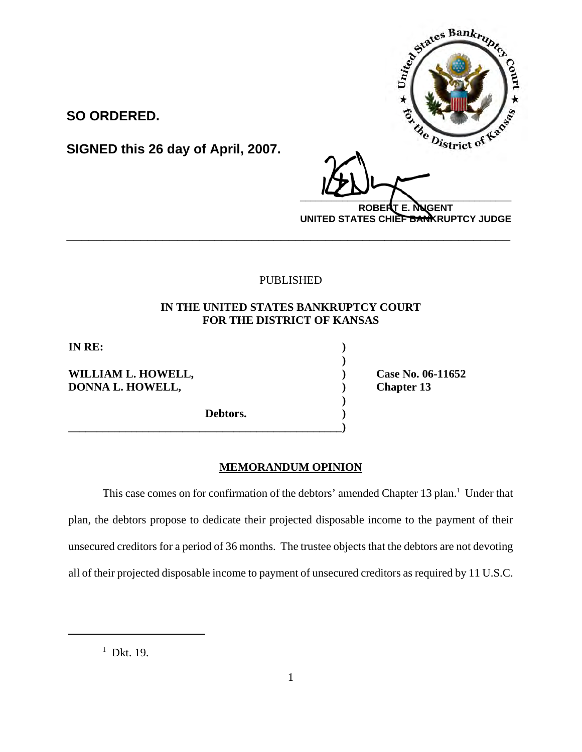**SO ORDERED.**

**SIGNED this 26 day of April, 2007.**

**ROBERT E. NUGENT**
**UNITED STATES CHIEF BANKRUPTCY JUDGE**

---

PUBLISHED

**IN THE UNITED STATES BANKRUPTCY COURT**
**FOR THE DISTRICT OF KANSAS**

| | | |
|---|---|---|
| **IN RE:** | ) | |
| | ) | |
| **WILLIAM L. HOWELL,** | ) | **Case No. 06-11652** |
| **DONNA L. HOWELL,** | ) | **Chapter 13** |
| | ) | |
| **Debtors.** | ) | |

## MEMORANDUM OPINION

This case comes on for confirmation of the debtors' amended Chapter 13 plan.[1] Under that plan, the debtors propose to dedicate their projected disposable income to the payment of their unsecured creditors for a period of 36 months. The trustee objects that the debtors are not devoting all of their projected disposable income to payment of unsecured creditors as required by 11 U.S.C.

---

[1] Dkt. 19.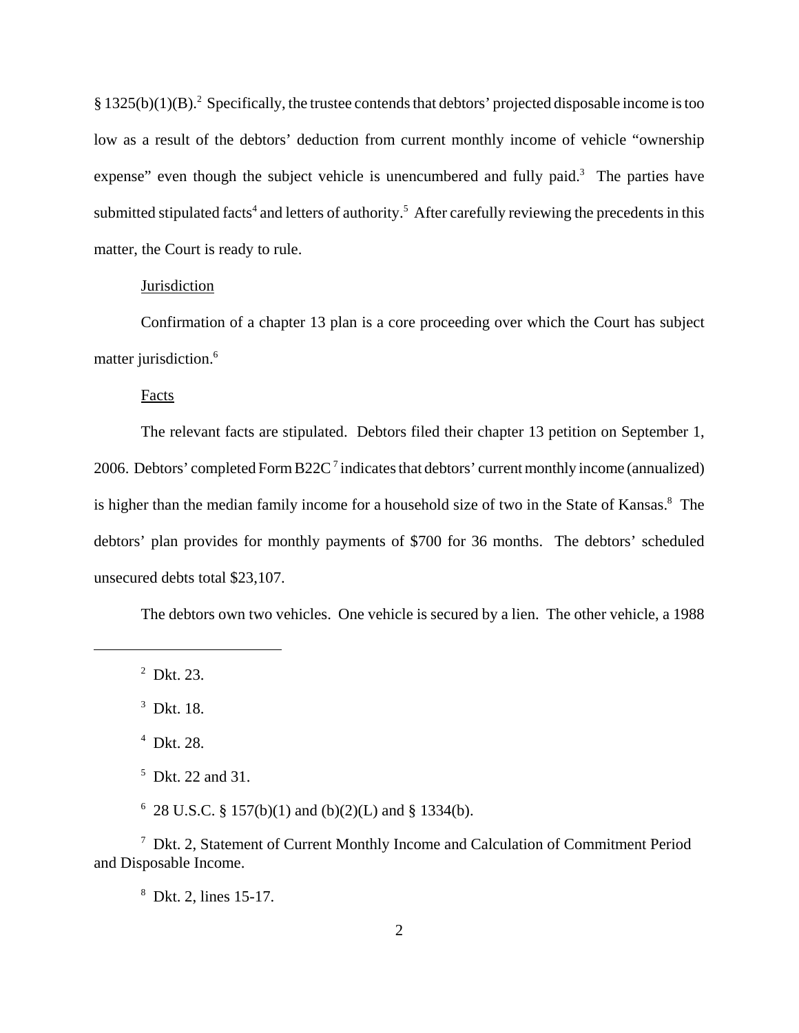§ 1325(b)(1)(B).[2] Specifically, the trustee contends that debtors' projected disposable income is too low as a result of the debtors' deduction from current monthly income of vehicle "ownership expense" even though the subject vehicle is unencumbered and fully paid.[3] The parties have submitted stipulated facts[4] and letters of authority.[5] After carefully reviewing the precedents in this matter, the Court is ready to rule.

Jurisdiction

Confirmation of a chapter 13 plan is a core proceeding over which the Court has subject matter jurisdiction.[6]

Facts

The relevant facts are stipulated. Debtors filed their chapter 13 petition on September 1, 2006. Debtors' completed Form B22C[7] indicates that debtors' current monthly income (annualized) is higher than the median family income for a household size of two in the State of Kansas.[8] The debtors' plan provides for monthly payments of $700 for 36 months. The debtors' scheduled unsecured debts total $23,107.

The debtors own two vehicles. One vehicle is secured by a lien. The other vehicle, a 1988

---

[2] Dkt. 23.

[3] Dkt. 18.

[4] Dkt. 28.

[5] Dkt. 22 and 31.

[6] 28 U.S.C. § 157(b)(1) and (b)(2)(L) and § 1334(b).

[7] Dkt. 2, Statement of Current Monthly Income and Calculation of Commitment Period and Disposable Income.

[8] Dkt. 2, lines 15-17.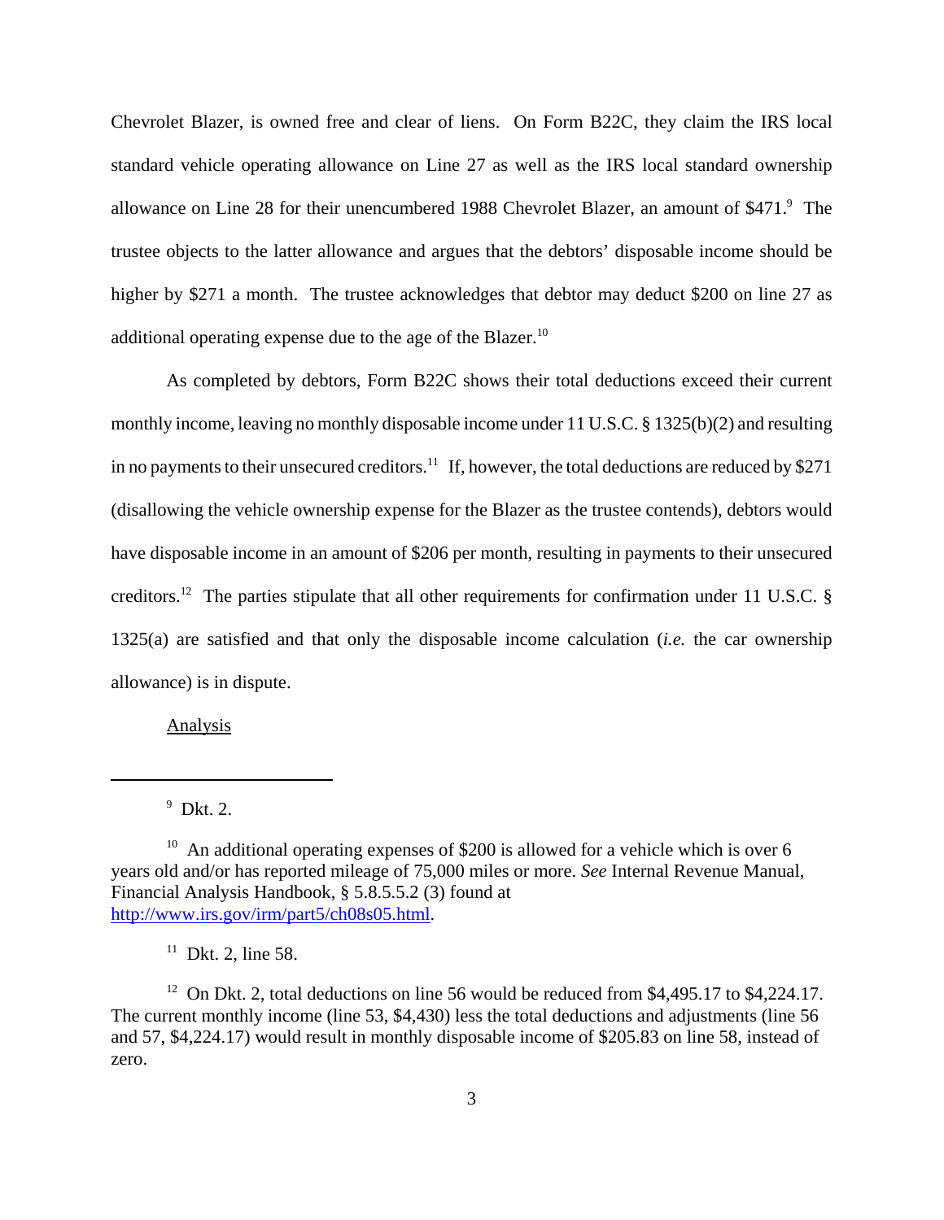Chevrolet Blazer, is owned free and clear of liens. On Form B22C, they claim the IRS local standard vehicle operating allowance on Line 27 as well as the IRS local standard ownership allowance on Line 28 for their unencumbered 1988 Chevrolet Blazer, an amount of $471.[9] The trustee objects to the latter allowance and argues that the debtors' disposable income should be higher by $271 a month. The trustee acknowledges that debtor may deduct $200 on line 27 as additional operating expense due to the age of the Blazer.[10]

As completed by debtors, Form B22C shows their total deductions exceed their current monthly income, leaving no monthly disposable income under 11 U.S.C. § 1325(b)(2) and resulting in no payments to their unsecured creditors.[11] If, however, the total deductions are reduced by $271 (disallowing the vehicle ownership expense for the Blazer as the trustee contends), debtors would have disposable income in an amount of $206 per month, resulting in payments to their unsecured creditors.[12] The parties stipulate that all other requirements for confirmation under 11 U.S.C. § 1325(a) are satisfied and that only the disposable income calculation (*i.e.* the car ownership allowance) is in dispute.

Analysis

---

[9] Dkt. 2.

[10] An additional operating expenses of $200 is allowed for a vehicle which is over 6 years old and/or has reported mileage of 75,000 miles or more. *See* Internal Revenue Manual, Financial Analysis Handbook, § 5.8.5.5.2 (3) found at http://www.irs.gov/irm/part5/ch08s05.html.

[11] Dkt. 2, line 58.

[12] On Dkt. 2, total deductions on line 56 would be reduced from $4,495.17 to $4,224.17. The current monthly income (line 53, $4,430) less the total deductions and adjustments (line 56 and 57, $4,224.17) would result in monthly disposable income of $205.83 on line 58, instead of zero.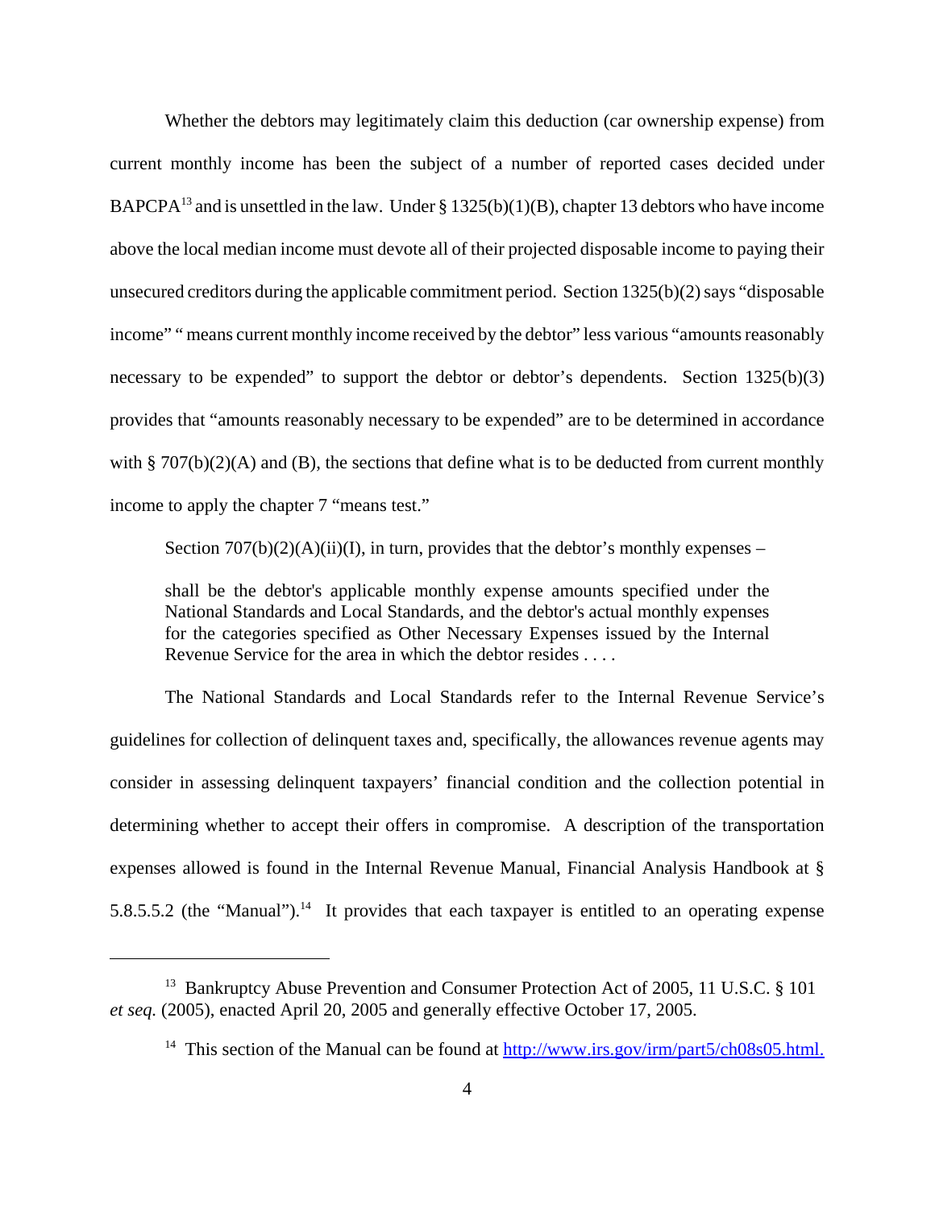Whether the debtors may legitimately claim this deduction (car ownership expense) from current monthly income has been the subject of a number of reported cases decided under BAPCPA[13] and is unsettled in the law. Under § 1325(b)(1)(B), chapter 13 debtors who have income above the local median income must devote all of their projected disposable income to paying their unsecured creditors during the applicable commitment period. Section 1325(b)(2) says "disposable income" " means current monthly income received by the debtor" less various "amounts reasonably necessary to be expended" to support the debtor or debtor's dependents. Section 1325(b)(3) provides that "amounts reasonably necessary to be expended" are to be determined in accordance with § 707(b)(2)(A) and (B), the sections that define what is to be deducted from current monthly income to apply the chapter 7 "means test."

Section 707(b)(2)(A)(ii)(I), in turn, provides that the debtor's monthly expenses –

> shall be the debtor's applicable monthly expense amounts specified under the National Standards and Local Standards, and the debtor's actual monthly expenses for the categories specified as Other Necessary Expenses issued by the Internal Revenue Service for the area in which the debtor resides . . . .

The National Standards and Local Standards refer to the Internal Revenue Service's guidelines for collection of delinquent taxes and, specifically, the allowances revenue agents may consider in assessing delinquent taxpayers' financial condition and the collection potential in determining whether to accept their offers in compromise. A description of the transportation expenses allowed is found in the Internal Revenue Manual, Financial Analysis Handbook at § 5.8.5.5.2 (the "Manual").[14] It provides that each taxpayer is entitled to an operating expense

---

[13] Bankruptcy Abuse Prevention and Consumer Protection Act of 2005, 11 U.S.C. § 101 *et seq.* (2005), enacted April 20, 2005 and generally effective October 17, 2005.

[14] This section of the Manual can be found at http://www.irs.gov/irm/part5/ch08s05.html.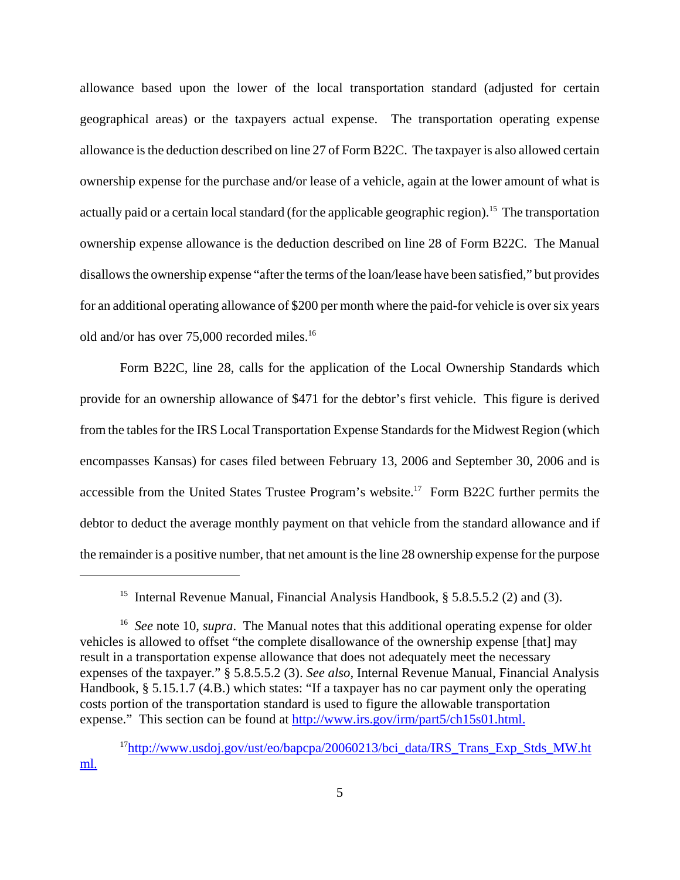allowance based upon the lower of the local transportation standard (adjusted for certain geographical areas) or the taxpayers actual expense. The transportation operating expense allowance is the deduction described on line 27 of Form B22C. The taxpayer is also allowed certain ownership expense for the purchase and/or lease of a vehicle, again at the lower amount of what is actually paid or a certain local standard (for the applicable geographic region).[15] The transportation ownership expense allowance is the deduction described on line 28 of Form B22C. The Manual disallows the ownership expense "after the terms of the loan/lease have been satisfied," but provides for an additional operating allowance of $200 per month where the paid-for vehicle is over six years old and/or has over 75,000 recorded miles.[16]

Form B22C, line 28, calls for the application of the Local Ownership Standards which provide for an ownership allowance of $471 for the debtor's first vehicle. This figure is derived from the tables for the IRS Local Transportation Expense Standards for the Midwest Region (which encompasses Kansas) for cases filed between February 13, 2006 and September 30, 2006 and is accessible from the United States Trustee Program's website.[17] Form B22C further permits the debtor to deduct the average monthly payment on that vehicle from the standard allowance and if the remainder is a positive number, that net amount is the line 28 ownership expense for the purpose

---

[15] Internal Revenue Manual, Financial Analysis Handbook, § 5.8.5.5.2 (2) and (3).

[16] *See* note 10, *supra*. The Manual notes that this additional operating expense for older vehicles is allowed to offset "the complete disallowance of the ownership expense [that] may result in a transportation expense allowance that does not adequately meet the necessary expenses of the taxpayer." § 5.8.5.5.2 (3). *See also*, Internal Revenue Manual, Financial Analysis Handbook, § 5.15.1.7 (4.B.) which states: "If a taxpayer has no car payment only the operating costs portion of the transportation standard is used to figure the allowable transportation expense." This section can be found at http://www.irs.gov/irm/part5/ch15s01.html.

[17] http://www.usdoj.gov/ust/eo/bapcpa/20060213/bci_data/IRS_Trans_Exp_Stds_MW.html.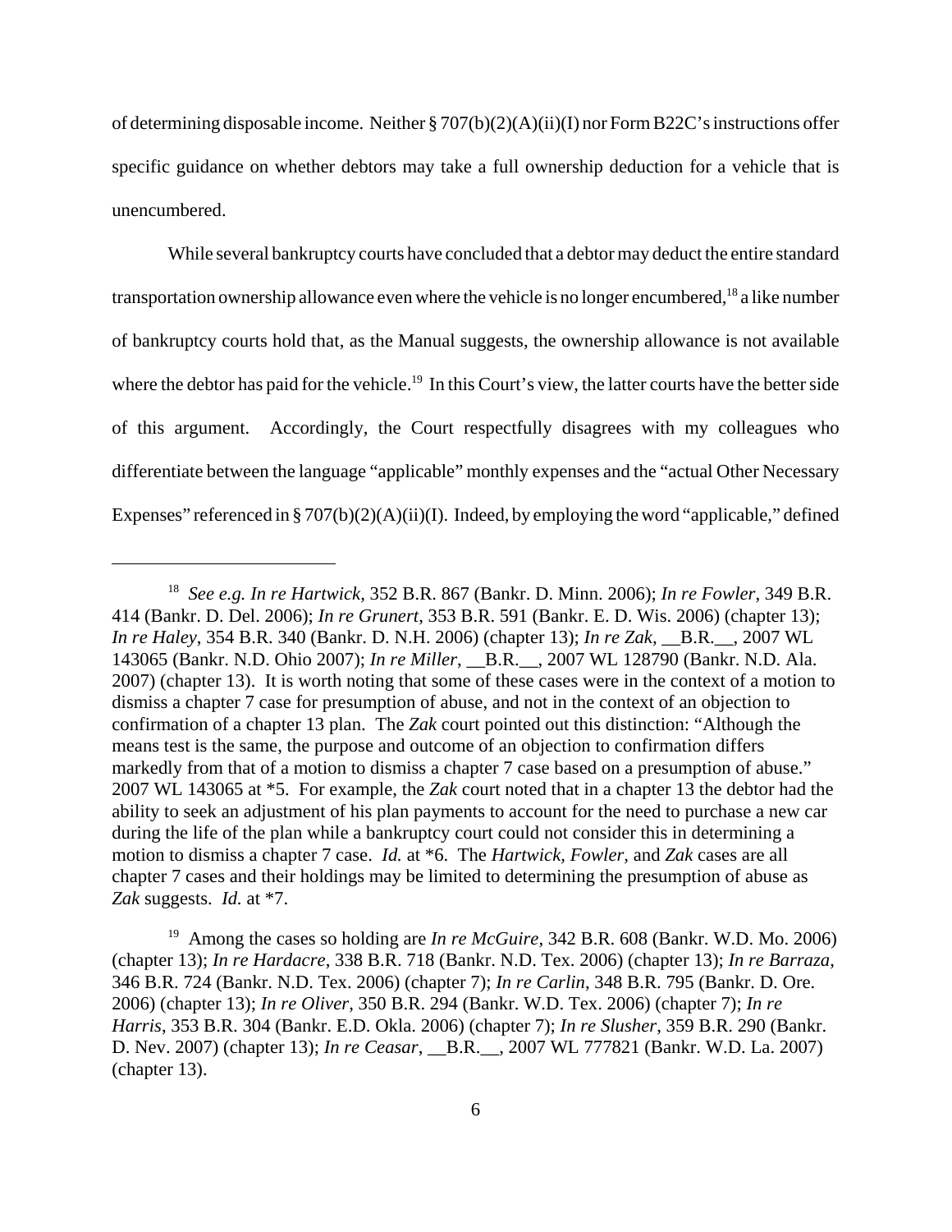of determining disposable income. Neither § 707(b)(2)(A)(ii)(I) nor Form B22C's instructions offer specific guidance on whether debtors may take a full ownership deduction for a vehicle that is unencumbered.

While several bankruptcy courts have concluded that a debtor may deduct the entire standard transportation ownership allowance even where the vehicle is no longer encumbered,[18] a like number of bankruptcy courts hold that, as the Manual suggests, the ownership allowance is not available where the debtor has paid for the vehicle.[19] In this Court's view, the latter courts have the better side of this argument. Accordingly, the Court respectfully disagrees with my colleagues who differentiate between the language "applicable" monthly expenses and the "actual Other Necessary Expenses" referenced in § 707(b)(2)(A)(ii)(I). Indeed, by employing the word "applicable," defined

---

[18] *See e.g. In re Hartwick*, 352 B.R. 867 (Bankr. D. Minn. 2006); *In re Fowler*, 349 B.R. 414 (Bankr. D. Del. 2006); *In re Grunert*, 353 B.R. 591 (Bankr. E. D. Wis. 2006) (chapter 13); *In re Haley*, 354 B.R. 340 (Bankr. D. N.H. 2006) (chapter 13); *In re Zak*, __B.R.__, 2007 WL 143065 (Bankr. N.D. Ohio 2007); *In re Miller*, __B.R.__, 2007 WL 128790 (Bankr. N.D. Ala. 2007) (chapter 13). It is worth noting that some of these cases were in the context of a motion to dismiss a chapter 7 case for presumption of abuse, and not in the context of an objection to confirmation of a chapter 13 plan. The *Zak* court pointed out this distinction: "Although the means test is the same, the purpose and outcome of an objection to confirmation differs markedly from that of a motion to dismiss a chapter 7 case based on a presumption of abuse." 2007 WL 143065 at *5. For example, the *Zak* court noted that in a chapter 13 the debtor had the ability to seek an adjustment of his plan payments to account for the need to purchase a new car during the life of the plan while a bankruptcy court could not consider this in determining a motion to dismiss a chapter 7 case. *Id.* at *6. The *Hartwick, Fowler*, and *Zak* cases are all chapter 7 cases and their holdings may be limited to determining the presumption of abuse as *Zak* suggests. *Id.* at *7.

[19] Among the cases so holding are *In re McGuire*, 342 B.R. 608 (Bankr. W.D. Mo. 2006) (chapter 13); *In re Hardacre*, 338 B.R. 718 (Bankr. N.D. Tex. 2006) (chapter 13); *In re Barraza*, 346 B.R. 724 (Bankr. N.D. Tex. 2006) (chapter 7); *In re Carlin*, 348 B.R. 795 (Bankr. D. Ore. 2006) (chapter 13); *In re Oliver*, 350 B.R. 294 (Bankr. W.D. Tex. 2006) (chapter 7); *In re Harris*, 353 B.R. 304 (Bankr. E.D. Okla. 2006) (chapter 7); *In re Slusher*, 359 B.R. 290 (Bankr. D. Nev. 2007) (chapter 13); *In re Ceasar*, __B.R.__, 2007 WL 777821 (Bankr. W.D. La. 2007) (chapter 13).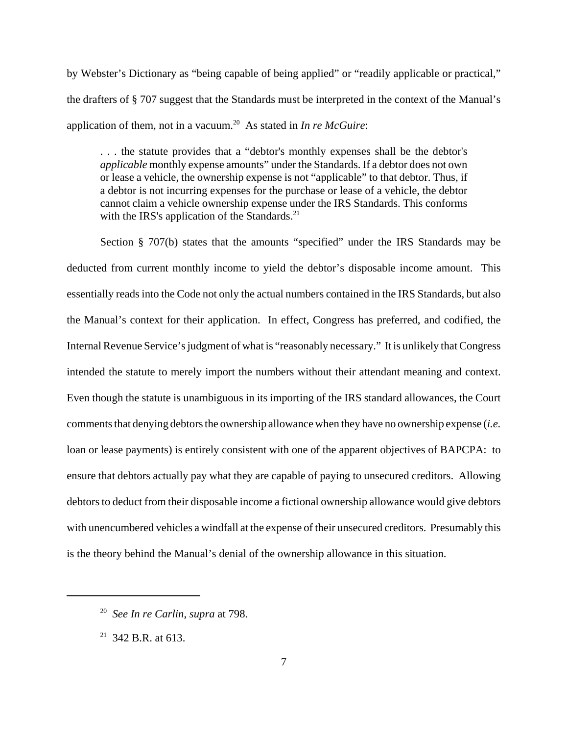by Webster's Dictionary as "being capable of being applied" or "readily applicable or practical," the drafters of § 707 suggest that the Standards must be interpreted in the context of the Manual's application of them, not in a vacuum.[20] As stated in *In re McGuire*:

> . . . the statute provides that a "debtor's monthly expenses shall be the debtor's *applicable* monthly expense amounts" under the Standards. If a debtor does not own or lease a vehicle, the ownership expense is not "applicable" to that debtor. Thus, if a debtor is not incurring expenses for the purchase or lease of a vehicle, the debtor cannot claim a vehicle ownership expense under the IRS Standards. This conforms with the IRS's application of the Standards.[21]

Section § 707(b) states that the amounts "specified" under the IRS Standards may be deducted from current monthly income to yield the debtor's disposable income amount. This essentially reads into the Code not only the actual numbers contained in the IRS Standards, but also the Manual's context for their application. In effect, Congress has preferred, and codified, the Internal Revenue Service's judgment of what is "reasonably necessary." It is unlikely that Congress intended the statute to merely import the numbers without their attendant meaning and context. Even though the statute is unambiguous in its importing of the IRS standard allowances, the Court comments that denying debtors the ownership allowance when they have no ownership expense (*i.e.* loan or lease payments) is entirely consistent with one of the apparent objectives of BAPCPA: to ensure that debtors actually pay what they are capable of paying to unsecured creditors. Allowing debtors to deduct from their disposable income a fictional ownership allowance would give debtors with unencumbered vehicles a windfall at the expense of their unsecured creditors. Presumably this is the theory behind the Manual's denial of the ownership allowance in this situation.

---

[20] *See In re Carlin*, *supra* at 798.

[21] 342 B.R. at 613.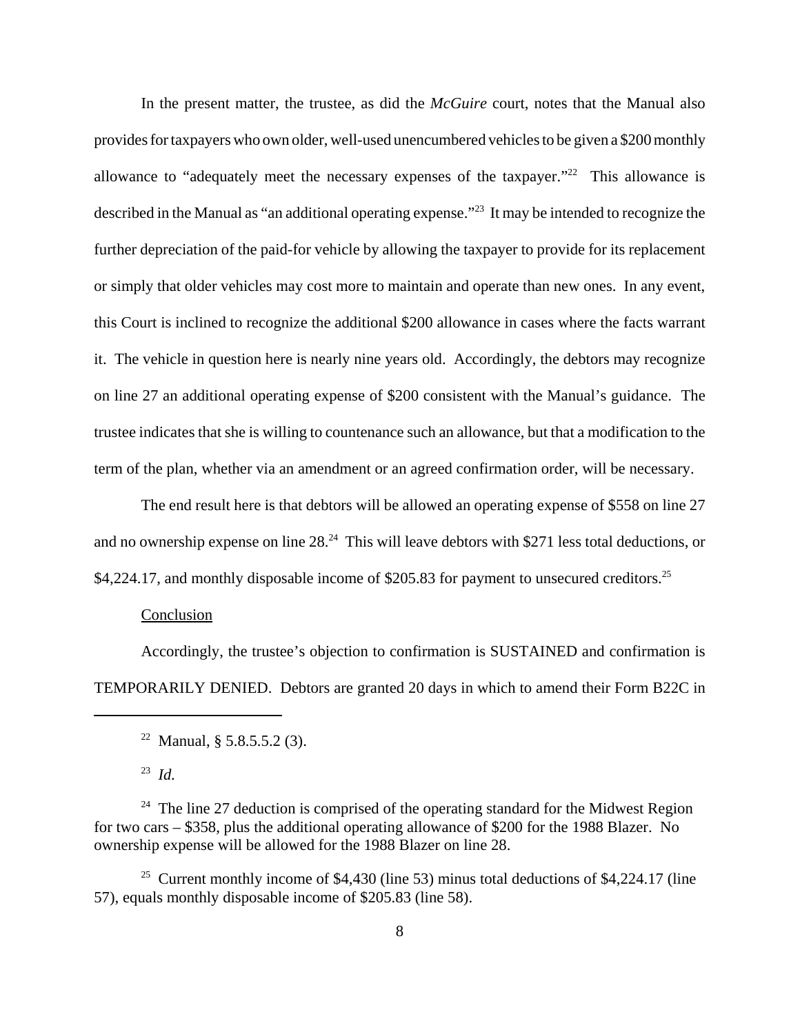In the present matter, the trustee, as did the *McGuire* court, notes that the Manual also provides for taxpayers who own older, well-used unencumbered vehicles to be given a $200 monthly allowance to "adequately meet the necessary expenses of the taxpayer."[22] This allowance is described in the Manual as "an additional operating expense."[23] It may be intended to recognize the further depreciation of the paid-for vehicle by allowing the taxpayer to provide for its replacement or simply that older vehicles may cost more to maintain and operate than new ones. In any event, this Court is inclined to recognize the additional $200 allowance in cases where the facts warrant it. The vehicle in question here is nearly nine years old. Accordingly, the debtors may recognize on line 27 an additional operating expense of $200 consistent with the Manual's guidance. The trustee indicates that she is willing to countenance such an allowance, but that a modification to the term of the plan, whether via an amendment or an agreed confirmation order, will be necessary.

The end result here is that debtors will be allowed an operating expense of $558 on line 27 and no ownership expense on line 28.[24] This will leave debtors with $271 less total deductions, or $4,224.17, and monthly disposable income of $205.83 for payment to unsecured creditors.[25]

Conclusion

Accordingly, the trustee's objection to confirmation is SUSTAINED and confirmation is TEMPORARILY DENIED. Debtors are granted 20 days in which to amend their Form B22C in

---

[22] Manual, § 5.8.5.5.2 (3).

[23] *Id.*

[24] The line 27 deduction is comprised of the operating standard for the Midwest Region for two cars – $358, plus the additional operating allowance of $200 for the 1988 Blazer. No ownership expense will be allowed for the 1988 Blazer on line 28.

[25] Current monthly income of $4,430 (line 53) minus total deductions of $4,224.17 (line 57), equals monthly disposable income of $205.83 (line 58).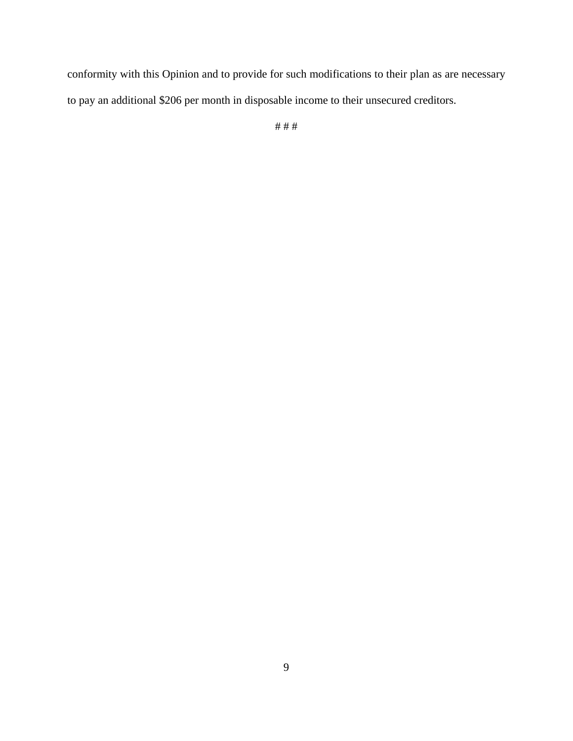conformity with this Opinion and to provide for such modifications to their plan as are necessary to pay an additional $206 per month in disposable income to their unsecured creditors.

# # #